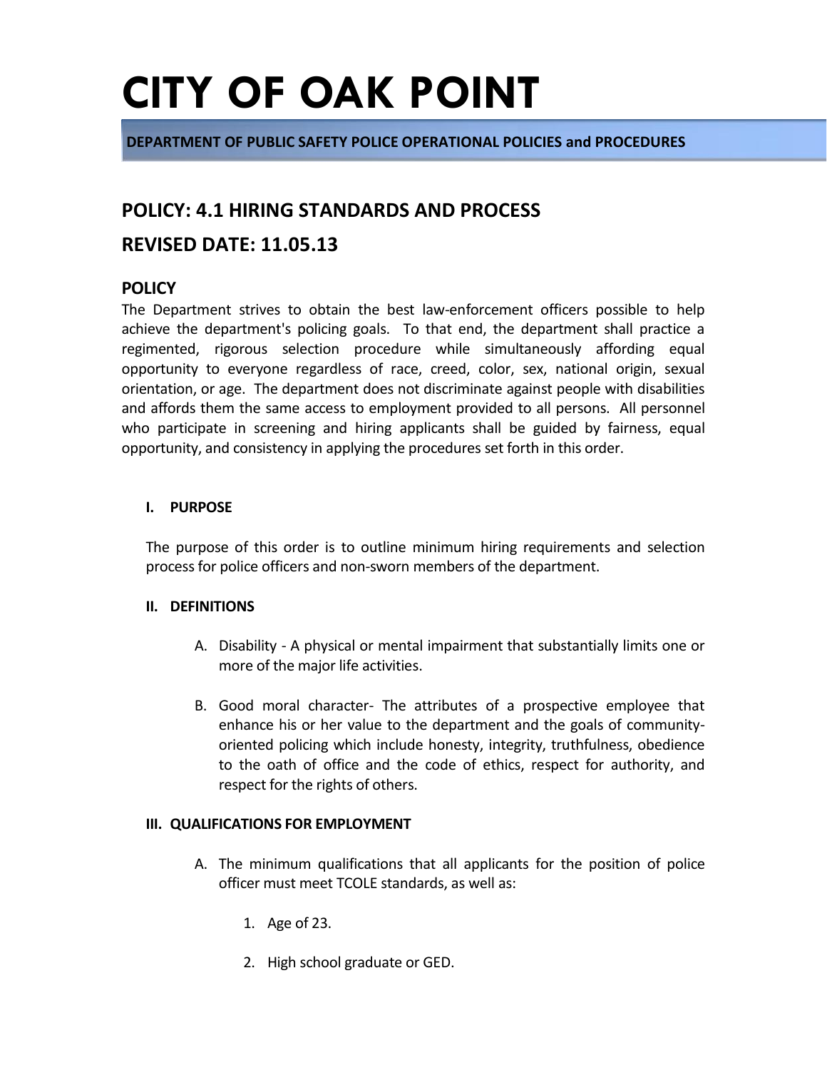# CITY OF OAK POINT

**DEPARTMENT OF PUBLIC SAFETY POLICE OPERATIONAL POLICIES and PROCEDURES**

## POLICY: 4.1 HIRING STANDARDS AND PROCESS

## REVISED DATE: 11.05.13

### POLICY

The Department strives to obtain the best law-enforcement officers possible to help achieve the department's policing goals. To that end, the department shall practice a regimented, rigorous selection procedure while simultaneously affording equal opportunity to everyone regardless of race, creed, color, sex, national origin, sexual orientation, or age. The department does not discriminate against people with disabilities and affords them the same access to employment provided to all persons. All personnel who participate in screening and hiring applicants shall be guided by fairness, equal opportunity, and consistency in applying the procedures set forth in this order.

**I. PURPOSE**

The purpose of this order is to outline minimum hiring requirements and selection process for police officers and non-sworn members of the department.

**II. DEFINITIONS**

A. Disability - A physical or mental impairment that substantially limits one or more of the major life activities.

B. Good moral character- The attributes of a prospective employee that enhance his or her value to the department and the goals of community-oriented policing which include honesty, integrity, truthfulness, obedience to the oath of office and the code of ethics, respect for authority, and respect for the rights of others.

**III. QUALIFICATIONS FOR EMPLOYMENT**

A. The minimum qualifications that all applicants for the position of police officer must meet TCOLE standards, as well as:

1. Age of 23.
2. High school graduate or GED.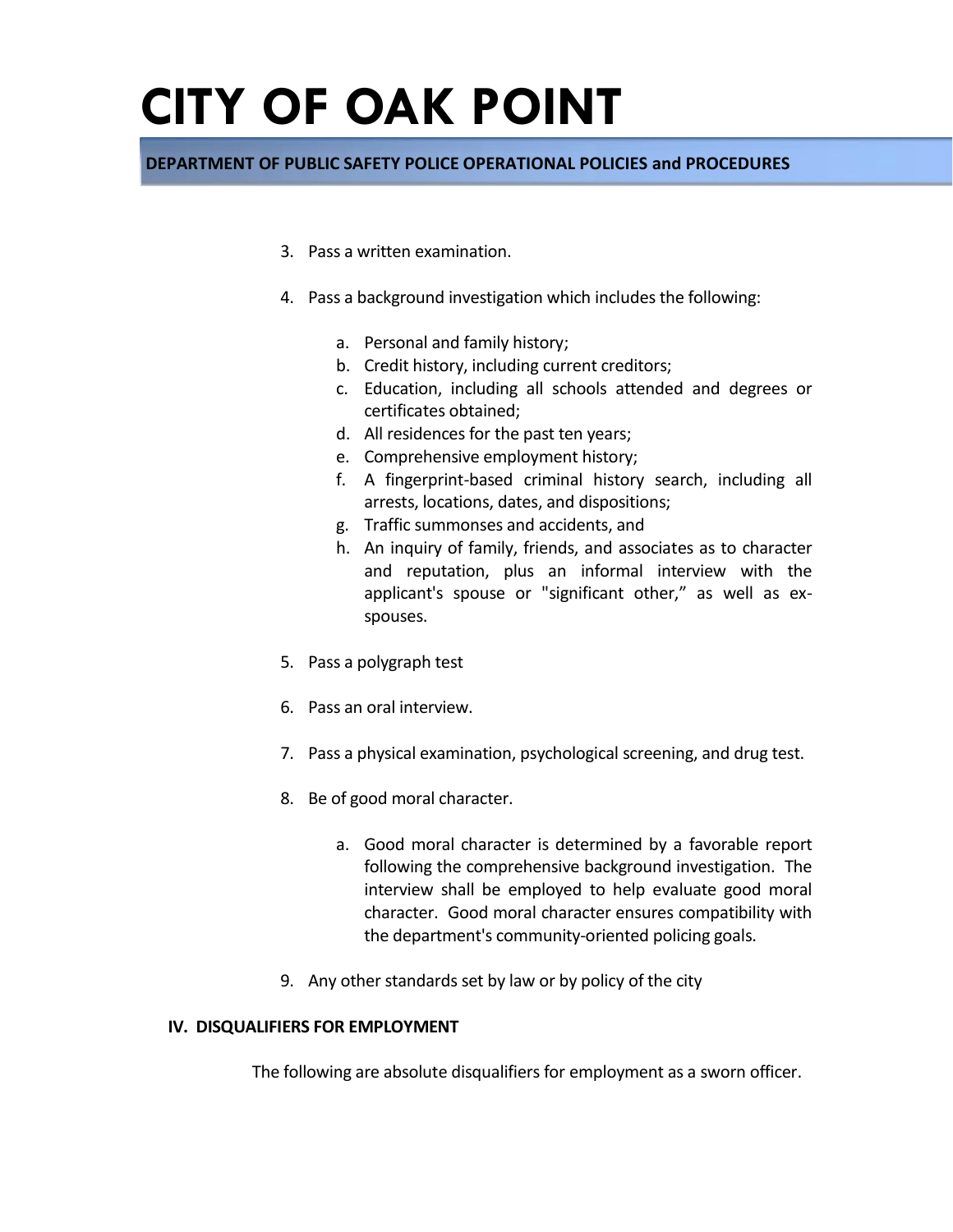3. Pass a written examination.

4. Pass a background investigation which includes the following:

    a. Personal and family history;
    b. Credit history, including current creditors;
    c. Education, including all schools attended and degrees or certificates obtained;
    d. All residences for the past ten years;
    e. Comprehensive employment history;
    f. A fingerprint-based criminal history search, including all arrests, locations, dates, and dispositions;
    g. Traffic summonses and accidents, and
    h. An inquiry of family, friends, and associates as to character and reputation, plus an informal interview with the applicant's spouse or "significant other," as well as ex-spouses.

5. Pass a polygraph test

6. Pass an oral interview.

7. Pass a physical examination, psychological screening, and drug test.

8. Be of good moral character.

    a. Good moral character is determined by a favorable report following the comprehensive background investigation. The interview shall be employed to help evaluate good moral character. Good moral character ensures compatibility with the department's community-oriented policing goals.

9. Any other standards set by law or by policy of the city

## IV. DISQUALIFIERS FOR EMPLOYMENT

The following are absolute disqualifiers for employment as a sworn officer.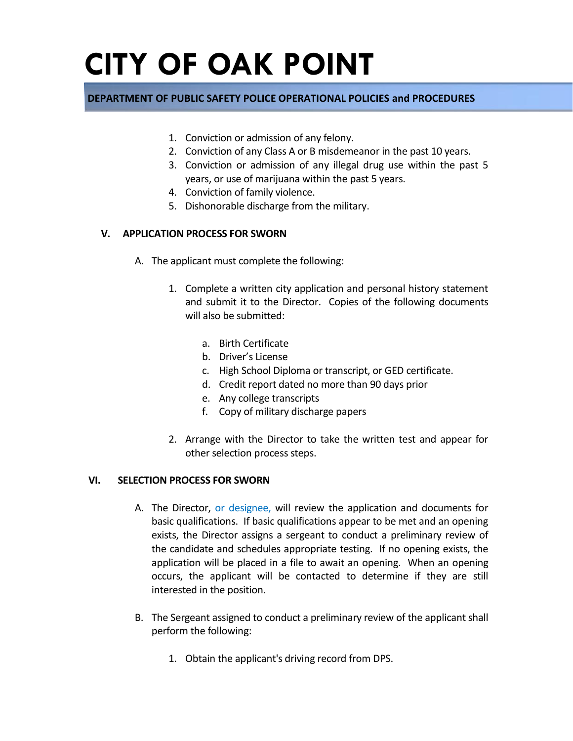1. Conviction or admission of any felony.
2. Conviction of any Class A or B misdemeanor in the past 10 years.
3. Conviction or admission of any illegal drug use within the past 5 years, or use of marijuana within the past 5 years.
4. Conviction of family violence.
5. Dishonorable discharge from the military.

## V. APPLICATION PROCESS FOR SWORN

A. The applicant must complete the following:

1. Complete a written city application and personal history statement and submit it to the Director. Copies of the following documents will also be submitted:

   a. Birth Certificate
   b. Driver's License
   c. High School Diploma or transcript, or GED certificate.
   d. Credit report dated no more than 90 days prior
   e. Any college transcripts
   f. Copy of military discharge papers

2. Arrange with the Director to take the written test and appear for other selection process steps.

## VI. SELECTION PROCESS FOR SWORN

A. The Director, or designee, will review the application and documents for basic qualifications. If basic qualifications appear to be met and an opening exists, the Director assigns a sergeant to conduct a preliminary review of the candidate and schedules appropriate testing. If no opening exists, the application will be placed in a file to await an opening. When an opening occurs, the applicant will be contacted to determine if they are still interested in the position.

B. The Sergeant assigned to conduct a preliminary review of the applicant shall perform the following:

1. Obtain the applicant's driving record from DPS.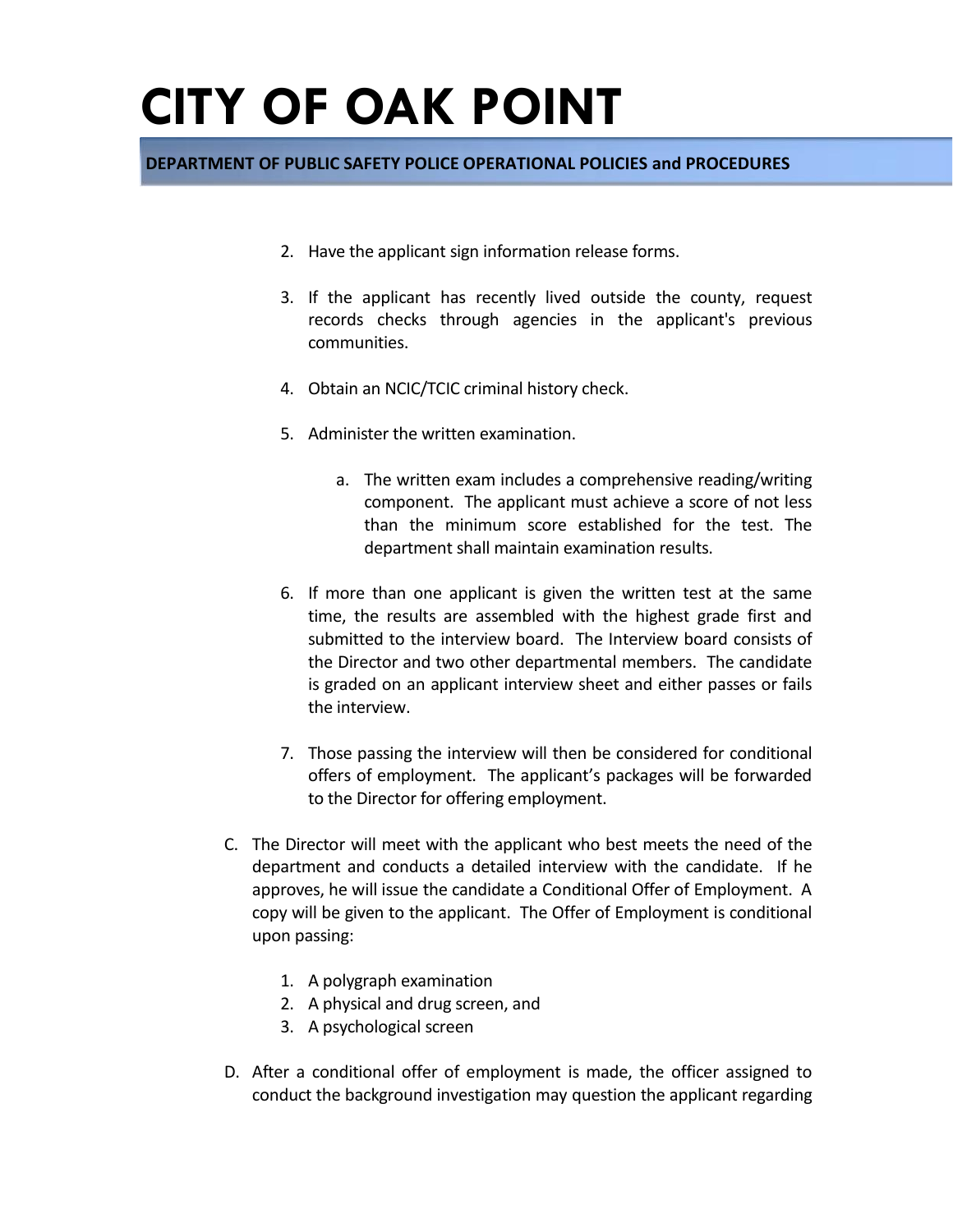2. Have the applicant sign information release forms.

3. If the applicant has recently lived outside the county, request records checks through agencies in the applicant's previous communities.

4. Obtain an NCIC/TCIC criminal history check.

5. Administer the written examination.

   a. The written exam includes a comprehensive reading/writing component. The applicant must achieve a score of not less than the minimum score established for the test. The department shall maintain examination results.

6. If more than one applicant is given the written test at the same time, the results are assembled with the highest grade first and submitted to the interview board. The Interview board consists of the Director and two other departmental members. The candidate is graded on an applicant interview sheet and either passes or fails the interview.

7. Those passing the interview will then be considered for conditional offers of employment. The applicant's packages will be forwarded to the Director for offering employment.

C. The Director will meet with the applicant who best meets the need of the department and conducts a detailed interview with the candidate. If he approves, he will issue the candidate a Conditional Offer of Employment. A copy will be given to the applicant. The Offer of Employment is conditional upon passing:

   1. A polygraph examination
   2. A physical and drug screen, and
   3. A psychological screen

D. After a conditional offer of employment is made, the officer assigned to conduct the background investigation may question the applicant regarding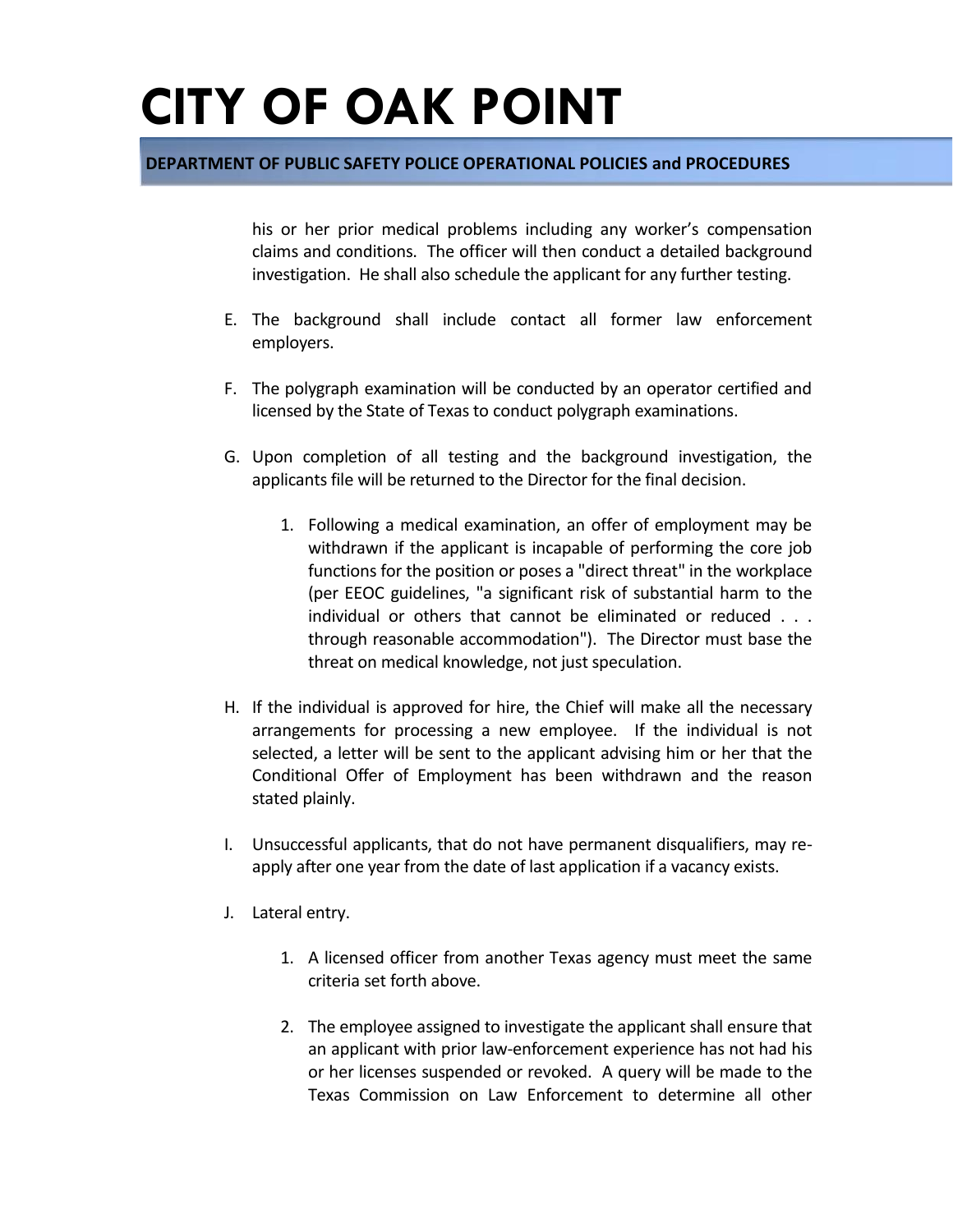his or her prior medical problems including any worker's compensation claims and conditions. The officer will then conduct a detailed background investigation. He shall also schedule the applicant for any further testing.

E. The background shall include contact all former law enforcement employers.

F. The polygraph examination will be conducted by an operator certified and licensed by the State of Texas to conduct polygraph examinations.

G. Upon completion of all testing and the background investigation, the applicants file will be returned to the Director for the final decision.

   1. Following a medical examination, an offer of employment may be withdrawn if the applicant is incapable of performing the core job functions for the position or poses a "direct threat" in the workplace (per EEOC guidelines, "a significant risk of substantial harm to the individual or others that cannot be eliminated or reduced . . . through reasonable accommodation"). The Director must base the threat on medical knowledge, not just speculation.

H. If the individual is approved for hire, the Chief will make all the necessary arrangements for processing a new employee. If the individual is not selected, a letter will be sent to the applicant advising him or her that the Conditional Offer of Employment has been withdrawn and the reason stated plainly.

I. Unsuccessful applicants, that do not have permanent disqualifiers, may re-apply after one year from the date of last application if a vacancy exists.

J. Lateral entry.

   1. A licensed officer from another Texas agency must meet the same criteria set forth above.

   2. The employee assigned to investigate the applicant shall ensure that an applicant with prior law-enforcement experience has not had his or her licenses suspended or revoked. A query will be made to the Texas Commission on Law Enforcement to determine all other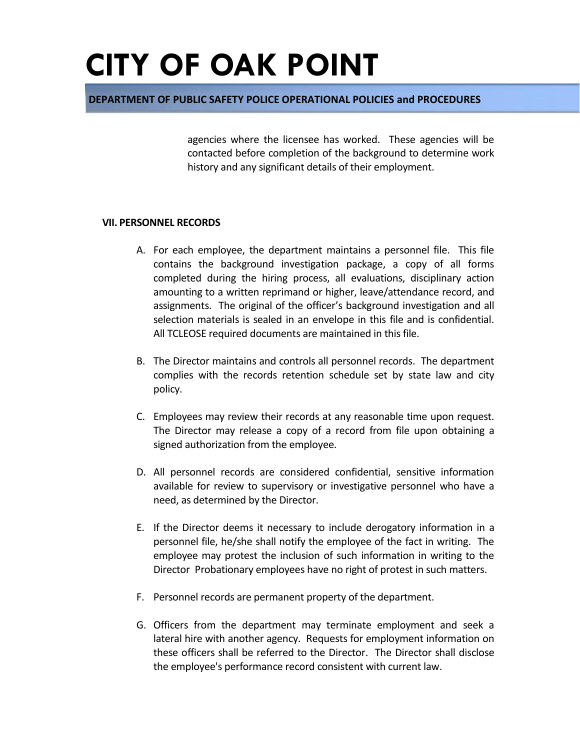agencies where the licensee has worked. These agencies will be contacted before completion of the background to determine work history and any significant details of their employment.

**VII. PERSONNEL RECORDS**

A. For each employee, the department maintains a personnel file. This file contains the background investigation package, a copy of all forms completed during the hiring process, all evaluations, disciplinary action amounting to a written reprimand or higher, leave/attendance record, and assignments. The original of the officer's background investigation and all selection materials is sealed in an envelope in this file and is confidential. All TCLEOSE required documents are maintained in this file.

B. The Director maintains and controls all personnel records. The department complies with the records retention schedule set by state law and city policy.

C. Employees may review their records at any reasonable time upon request. The Director may release a copy of a record from file upon obtaining a signed authorization from the employee.

D. All personnel records are considered confidential, sensitive information available for review to supervisory or investigative personnel who have a need, as determined by the Director.

E. If the Director deems it necessary to include derogatory information in a personnel file, he/she shall notify the employee of the fact in writing. The employee may protest the inclusion of such information in writing to the Director Probationary employees have no right of protest in such matters.

F. Personnel records are permanent property of the department.

G. Officers from the department may terminate employment and seek a lateral hire with another agency. Requests for employment information on these officers shall be referred to the Director. The Director shall disclose the employee's performance record consistent with current law.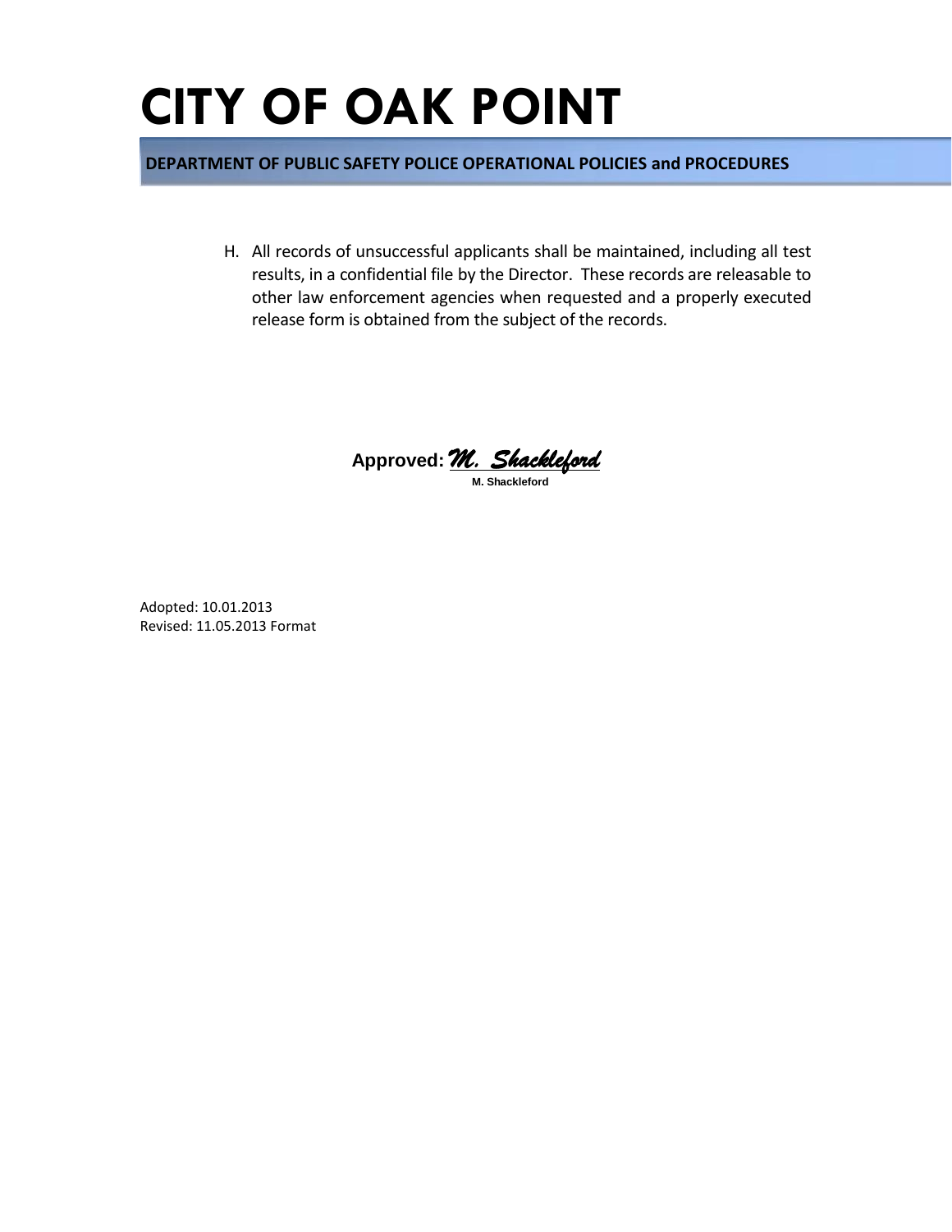H. All records of unsuccessful applicants shall be maintained, including all test results, in a confidential file by the Director. These records are releasable to other law enforcement agencies when requested and a properly executed release form is obtained from the subject of the records.

**Approved:** *M. Shackleford*
**M. Shackleford**

Adopted: 10.01.2013
Revised: 11.05.2013 Format